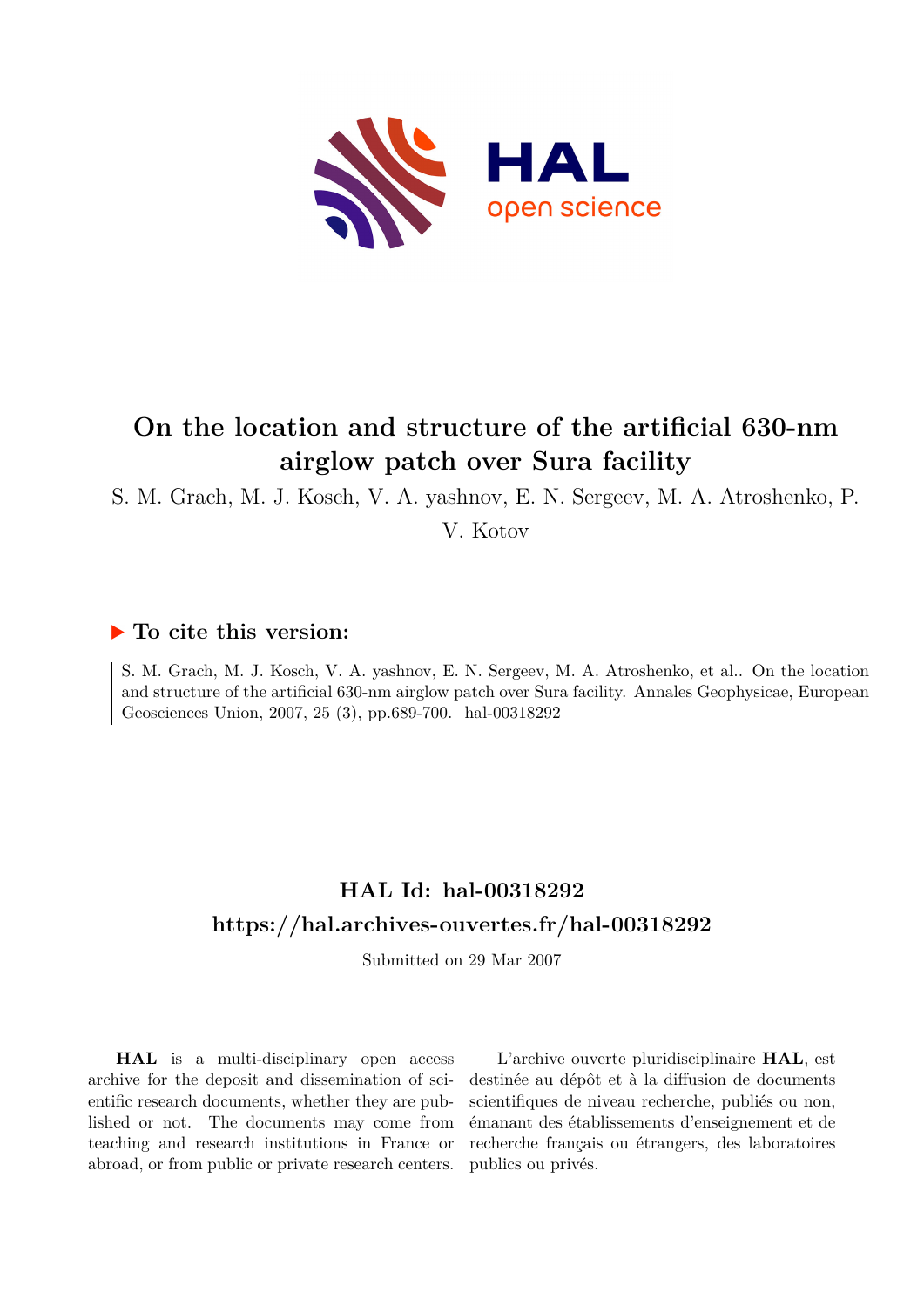# On the location and structure of the artificial 630-nm airglow patch over Sura facility

S. M. Grach, M. J. Kosch, V. A. yashnov, E. N. Sergeev, M. A. Atroshenko, P. V. Kotov

## ▶ To cite this version:

S. M. Grach, M. J. Kosch, V. A. yashnov, E. N. Sergeev, M. A. Atroshenko, et al.. On the location and structure of the artificial 630-nm airglow patch over Sura facility. Annales Geophysicae, European Geosciences Union, 2007, 25 (3), pp.689-700. hal-00318292

## HAL Id: hal-00318292

## https://hal.archives-ouvertes.fr/hal-00318292

Submitted on 29 Mar 2007

**HAL** is a multi-disciplinary open access archive for the deposit and dissemination of scientific research documents, whether they are published or not. The documents may come from teaching and research institutions in France or abroad, or from public or private research centers.

L'archive ouverte pluridisciplinaire **HAL**, est destinée au dépôt et à la diffusion de documents scientifiques de niveau recherche, publiés ou non, émanant des établissements d'enseignement et de recherche français ou étrangers, des laboratoires publics ou privés.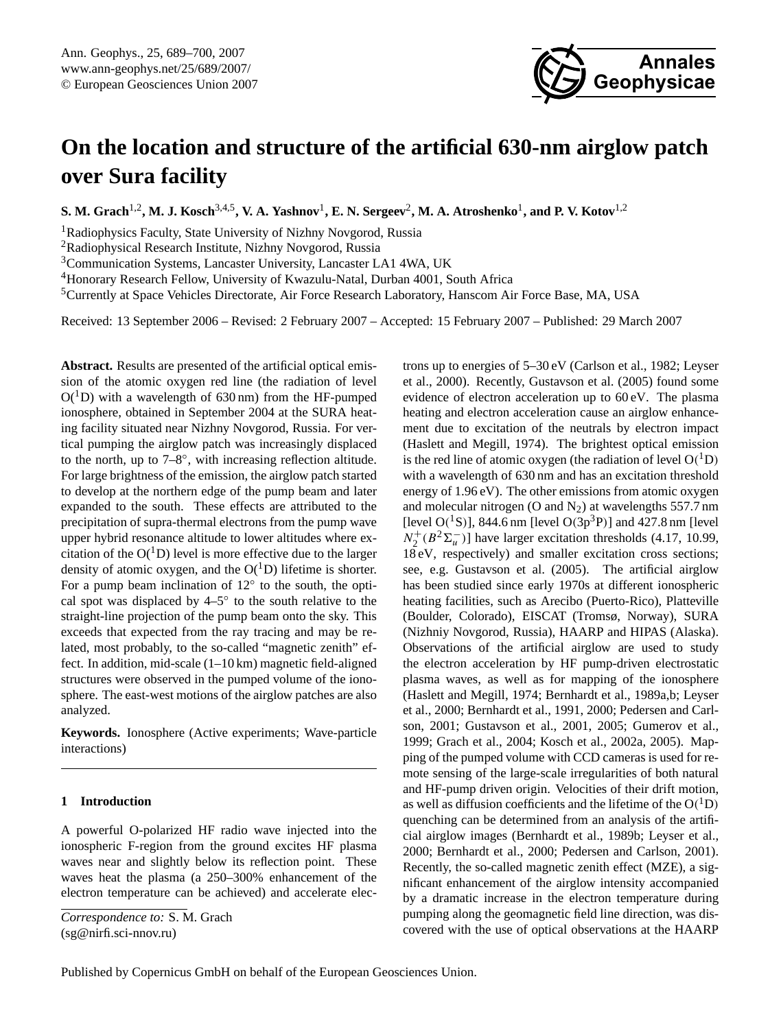# On the location and structure of the artificial 630-nm airglow patch over Sura facility

**S. M. Grach**[1,2], **M. J. Kosch**[3,4,5], **V. A. Yashnov**[1], **E. N. Sergeev**[2], **M. A. Atroshenko**[1], **and P. V. Kotov**[1,2]

[1]Radiophysics Faculty, State University of Nizhny Novgorod, Russia
[2]Radiophysical Research Institute, Nizhny Novgorod, Russia
[3]Communication Systems, Lancaster University, Lancaster LA1 4WA, UK
[4]Honorary Research Fellow, University of Kwazulu-Natal, Durban 4001, South Africa
[5]Currently at Space Vehicles Directorate, Air Force Research Laboratory, Hanscom Air Force Base, MA, USA

Received: 13 September 2006 – Revised: 2 February 2007 – Accepted: 15 February 2007 – Published: 29 March 2007

**Abstract.** Results are presented of the artificial optical emission of the atomic oxygen red line (the radiation of level $O(^1D)$ with a wavelength of 630 nm) from the HF-pumped ionosphere, obtained in September 2004 at the SURA heating facility situated near Nizhny Novgorod, Russia. For vertical pumping the airglow patch was increasingly displaced to the north, up to 7–8°, with increasing reflection altitude. For large brightness of the emission, the airglow patch started to develop at the northern edge of the pump beam and later expanded to the south. These effects are attributed to the precipitation of supra-thermal electrons from the pump wave upper hybrid resonance altitude to lower altitudes where excitation of the $O(^1D)$ level is more effective due to the larger density of atomic oxygen, and the $O(^1D)$ lifetime is shorter. For a pump beam inclination of 12° to the south, the optical spot was displaced by 4–5° to the south relative to the straight-line projection of the pump beam onto the sky. This exceeds that expected from the ray tracing and may be related, most probably, to the so-called "magnetic zenith" effect. In addition, mid-scale (1–10 km) magnetic field-aligned structures were observed in the pumped volume of the ionosphere. The east-west motions of the airglow patches are also analyzed.

**Keywords.** Ionosphere (Active experiments; Wave-particle interactions)

## 1 Introduction

A powerful O-polarized HF radio wave injected into the ionospheric F-region from the ground excites HF plasma waves near and slightly below its reflection point. These waves heat the plasma (a 250–300% enhancement of the electron temperature can be achieved) and accelerate electrons up to energies of 5–30 eV (Carlson et al., 1982; Leyser et al., 2000). Recently, Gustavson et al. (2005) found some evidence of electron acceleration up to 60 eV. The plasma heating and electron acceleration cause an airglow enhancement due to excitation of the neutrals by electron impact (Haslett and Megill, 1974). The brightest optical emission is the red line of atomic oxygen (the radiation of level $O(^1D)$ with a wavelength of 630 nm and has an excitation threshold energy of 1.96 eV). The other emissions from atomic oxygen and molecular nitrogen (O and $N_2$) at wavelengths 557.7 nm [level $O(^1S)$], 844.6 nm [level $O(3p^3P)$] and 427.8 nm [level $N_2^+(B^2\Sigma_u^-)$] have larger excitation thresholds (4.17, 10.99, 18 eV, respectively) and smaller excitation cross sections; see, e.g. Gustavson et al. (2005). The artificial airglow has been studied since early 1970s at different ionospheric heating facilities, such as Arecibo (Puerto-Rico), Platteville (Boulder, Colorado), EISCAT (Tromsø, Norway), SURA (Nizhniy Novgorod, Russia), HAARP and HIPAS (Alaska). Observations of the artificial airglow are used to study the electron acceleration by HF pump-driven electrostatic plasma waves, as well as for mapping of the ionosphere (Haslett and Megill, 1974; Bernhardt et al., 1989a,b; Leyser et al., 2000; Bernhardt et al., 1991, 2000; Pedersen and Carlson, 2001; Gustavson et al., 2001, 2005; Gumerov et al., 1999; Grach et al., 2004; Kosch et al., 2002a, 2005). Mapping of the pumped volume with CCD cameras is used for remote sensing of the large-scale irregularities of both natural and HF-pump driven origin. Velocities of their drift motion, as well as diffusion coefficients and the lifetime of the $O(^1D)$ quenching can be determined from an analysis of the artificial airglow images (Bernhardt et al., 1989b; Leyser et al., 2000; Bernhardt et al., 2000; Pedersen and Carlson, 2001). Recently, the so-called magnetic zenith effect (MZE), a significant enhancement of the airglow intensity accompanied by a dramatic increase in the electron temperature during pumping along the geomagnetic field line direction, was discovered with the use of optical observations at the HAARP

*Correspondence to:* S. M. Grach
(sg@nirfi.sci-nnov.ru)

Published by Copernicus GmbH on behalf of the European Geosciences Union.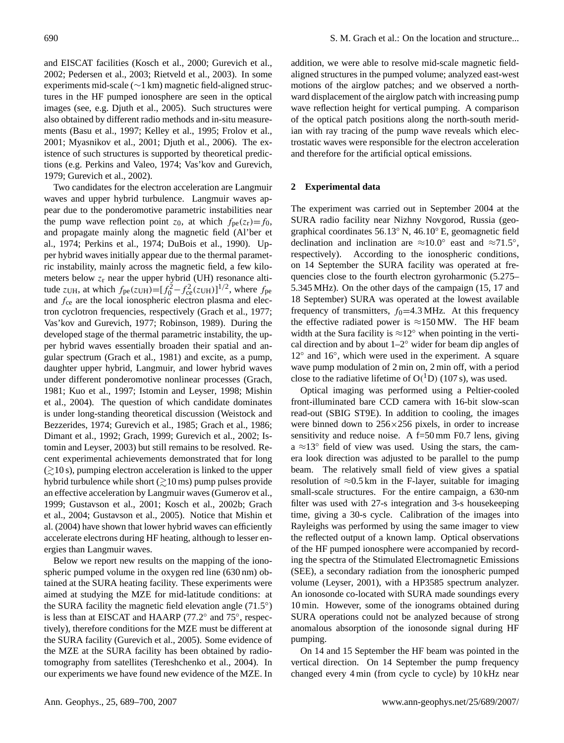and EISCAT facilities (Kosch et al., 2000; Gurevich et al., 2002; Pedersen et al., 2003; Rietveld et al., 2003). In some experiments mid-scale (∼1 km) magnetic field-aligned structures in the HF pumped ionosphere are seen in the optical images (see, e.g. Djuth et al., 2005). Such structures were also obtained by different radio methods and in-situ measurements (Basu et al., 1997; Kelley et al., 1995; Frolov et al., 2001; Myasnikov et al., 2001; Djuth et al., 2006). The existence of such structures is supported by theoretical predictions (e.g. Perkins and Valeo, 1974; Vas'kov and Gurevich, 1979; Gurevich et al., 2002).

Two candidates for the electron acceleration are Langmuir waves and upper hybrid turbulence. Langmuir waves appear due to the ponderomotive parametric instabilities near the pump wave reflection point $z_0$, at which $f_{pe}(z_r)=f_0$, and propagate mainly along the magnetic field (Al'ber et al., 1974; Perkins et al., 1974; DuBois et al., 1990). Upper hybrid waves initially appear due to the thermal parametric instability, mainly across the magnetic field, a few kilometers below $z_r$ near the upper hybrid (UH) resonance altitude $z_{UH}$, at which $f_{pe}(z_{UH})=[f_0^2-f_{ce}^2(z_{UH})]^{1/2}$, where $f_{pe}$ and $f_{ce}$ are the local ionospheric electron plasma and electron cyclotron frequencies, respectively (Grach et al., 1977; Vas'kov and Gurevich, 1977; Robinson, 1989). During the developed stage of the thermal parametric instability, the upper hybrid waves essentially broaden their spatial and angular spectrum (Grach et al., 1981) and excite, as a pump, daughter upper hybrid, Langmuir, and lower hybrid waves under different ponderomotive nonlinear processes (Grach, 1981; Kuo et al., 1997; Istomin and Leyser, 1998; Mishin et al., 2004). The question of which candidate dominates is under long-standing theoretical discussion (Weistock and Bezzerides, 1974; Gurevich et al., 1985; Grach et al., 1986; Dimant et al., 1992; Grach, 1999; Gurevich et al., 2002; Istomin and Leyser, 2003) but still remains to be resolved. Recent experimental achievements demonstrated that for long ($\gtrsim$10 s), pumping electron acceleration is linked to the upper hybrid turbulence while short ($\gtrsim$10 ms) pump pulses provide an effective acceleration by Langmuir waves (Gumerov et al., 1999; Gustavson et al., 2001; Kosch et al., 2002b; Grach et al., 2004; Gustavson et al., 2005). Notice that Mishin et al. (2004) have shown that lower hybrid waves can efficiently accelerate electrons during HF heating, although to lesser energies than Langmuir waves.

Below we report new results on the mapping of the ionospheric pumped volume in the oxygen red line (630 nm) obtained at the SURA heating facility. These experiments were aimed at studying the MZE for mid-latitude conditions: at the SURA facility the magnetic field elevation angle (71.5°) is less than at EISCAT and HAARP (77.2° and 75°, respectively), therefore conditions for the MZE must be different at the SURA facility (Gurevich et al., 2005). Some evidence of the MZE at the SURA facility has been obtained by radiotomography from satellites (Tereshchenko et al., 2004). In our experiments we have found new evidence of the MZE. In addition, we were able to resolve mid-scale magnetic field-aligned structures in the pumped volume; analyzed east-west motions of the airglow patches; and we observed a northward displacement of the airglow patch with increasing pump wave reflection height for vertical pumping. A comparison of the optical patch positions along the north-south meridian with ray tracing of the pump wave reveals which electrostatic waves were responsible for the electron acceleration and therefore for the artificial optical emissions.

## 2 Experimental data

The experiment was carried out in September 2004 at the SURA radio facility near Nizhny Novgorod, Russia (geographical coordinates 56.13° N, 46.10° E, geomagnetic field declination and inclination are ≈10.0° east and ≈71.5°, respectively). According to the ionospheric conditions, on 14 September the SURA facility was operated at frequencies close to the fourth electron gyroharmonic (5.275–5.345 MHz). On the other days of the campaign (15, 17 and 18 September) SURA was operated at the lowest available frequency of transmitters, $f_0$=4.3 MHz. At this frequency the effective radiated power is ≈150 MW. The HF beam width at the Sura facility is ≈12° when pointing in the vertical direction and by about 1–2° wider for beam dip angles of 12° and 16°, which were used in the experiment. A square wave pump modulation of 2 min on, 2 min off, with a period close to the radiative lifetime of $O(^1D)$ (107 s), was used.

Optical imaging was performed using a Peltier-cooled front-illuminated bare CCD camera with 16-bit slow-scan read-out (SBIG ST9E). In addition to cooling, the images were binned down to 256×256 pixels, in order to increase sensitivity and reduce noise. A f=50 mm F0.7 lens, giving a ≈13° field of view was used. Using the stars, the camera look direction was adjusted to be parallel to the pump beam. The relatively small field of view gives a spatial resolution of ≈0.5 km in the F-layer, suitable for imaging small-scale structures. For the entire campaign, a 630-nm filter was used with 27-s integration and 3-s housekeeping time, giving a 30-s cycle. Calibration of the images into Rayleighs was performed by using the same imager to view the reflected output of a known lamp. Optical observations of the HF pumped ionosphere were accompanied by recording the spectra of the Stimulated Electromagnetic Emissions (SEE), a secondary radiation from the ionospheric pumped volume (Leyser, 2001), with a HP3585 spectrum analyzer. An ionosonde co-located with SURA made soundings every 10 min. However, some of the ionograms obtained during SURA operations could not be analyzed because of strong anomalous absorption of the ionosonde signal during HF pumping.

On 14 and 15 September the HF beam was pointed in the vertical direction. On 14 September the pump frequency changed every 4 min (from cycle to cycle) by 10 kHz near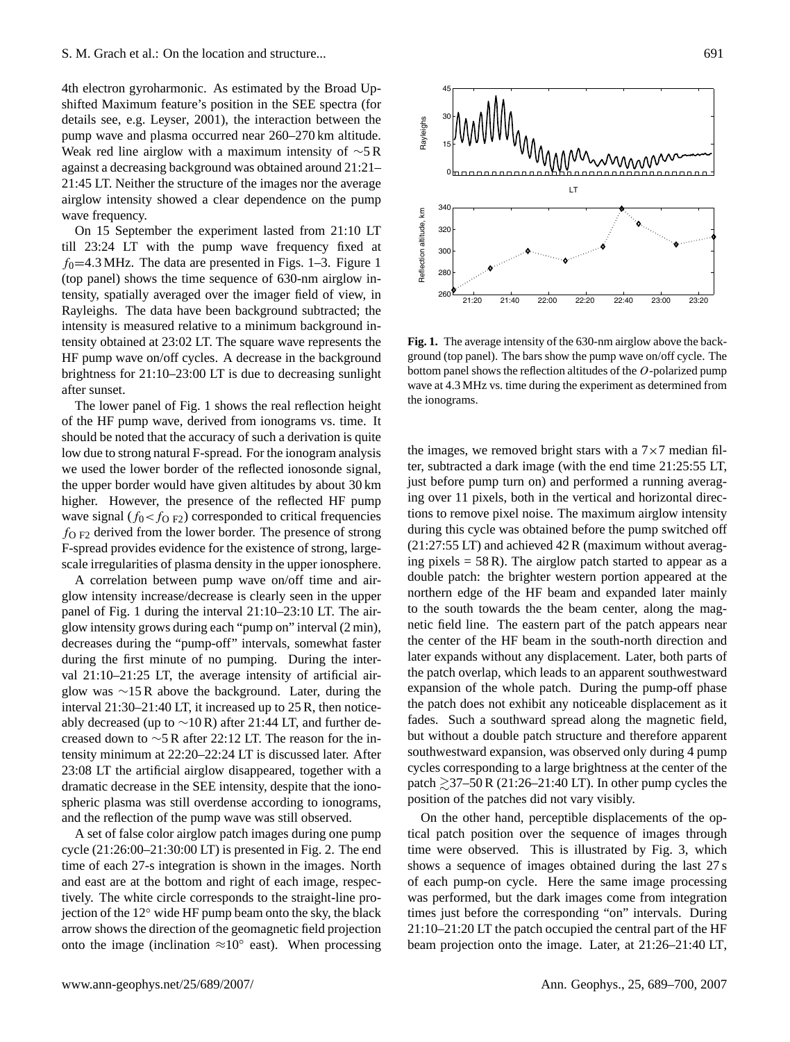4th electron gyroharmonic. As estimated by the Broad Upshifted Maximum feature's position in the SEE spectra (for details see, e.g. Leyser, 2001), the interaction between the pump wave and plasma occurred near 260–270 km altitude. Weak red line airglow with a maximum intensity of ∼5 R against a decreasing background was obtained around 21:21–21:45 LT. Neither the structure of the images nor the average airglow intensity showed a clear dependence on the pump wave frequency.

On 15 September the experiment lasted from 21:10 LT till 23:24 LT with the pump wave frequency fixed at $f_0$=4.3 MHz. The data are presented in Figs. 1–3. Figure 1 (top panel) shows the time sequence of 630-nm airglow intensity, spatially averaged over the imager field of view, in Rayleighs. The data have been background subtracted; the intensity is measured relative to a minimum background intensity obtained at 23:02 LT. The square wave represents the HF pump wave on/off cycles. A decrease in the background brightness for 21:10–23:00 LT is due to decreasing sunlight after sunset.

The lower panel of Fig. 1 shows the real reflection height of the HF pump wave, derived from ionograms vs. time. It should be noted that the accuracy of such a derivation is quite low due to strong natural F-spread. For the ionogram analysis we used the lower border of the reflected ionosonde signal, the upper border would have given altitudes by about 30 km higher. However, the presence of the reflected HF pump wave signal ($f_0 < f_{O\,F2}$) corresponded to critical frequencies $f_{O\,F2}$ derived from the lower border. The presence of strong F-spread provides evidence for the existence of strong, large-scale irregularities of plasma density in the upper ionosphere.

A correlation between pump wave on/off time and airglow intensity increase/decrease is clearly seen in the upper panel of Fig. 1 during the interval 21:10–23:10 LT. The airglow intensity grows during each "pump on" interval (2 min), decreases during the "pump-off" intervals, somewhat faster during the first minute of no pumping. During the interval 21:10–21:25 LT, the average intensity of artificial airglow was ∼15 R above the background. Later, during the interval 21:30–21:40 LT, it increased up to 25 R, then noticeably decreased (up to ∼10 R) after 21:44 LT, and further decreased down to ∼5 R after 22:12 LT. The reason for the intensity minimum at 22:20–22:24 LT is discussed later. After 23:08 LT the artificial airglow disappeared, together with a dramatic decrease in the SEE intensity, despite that the ionospheric plasma was still overdense according to ionograms, and the reflection of the pump wave was still observed.

A set of false color airglow patch images during one pump cycle (21:26:00–21:30:00 LT) is presented in Fig. 2. The end time of each 27-s integration is shown in the images. North and east are at the bottom and right of each image, respectively. The white circle corresponds to the straight-line projection of the 12° wide HF pump beam onto the sky, the black arrow shows the direction of the geomagnetic field projection onto the image (inclination ≈10° east). When processing

**Fig. 1.** The average intensity of the 630-nm airglow above the background (top panel). The bars show the pump wave on/off cycle. The bottom panel shows the reflection altitudes of the $O$-polarized pump wave at 4.3 MHz vs. time during the experiment as determined from the ionograms.

the images, we removed bright stars with a 7×7 median filter, subtracted a dark image (with the end time 21:25:55 LT, just before pump turn on) and performed a running averaging over 11 pixels, both in the vertical and horizontal directions to remove pixel noise. The maximum airglow intensity during this cycle was obtained before the pump switched off (21:27:55 LT) and achieved 42 R (maximum without averaging pixels = 58 R). The airglow patch started to appear as a double patch: the brighter western portion appeared at the northern edge of the HF beam and expanded later mainly to the south towards the the beam center, along the magnetic field line. The eastern part of the patch appears near the center of the HF beam in the south-north direction and later expands without any displacement. Later, both parts of the patch overlap, which leads to an apparent southwestward expansion of the whole patch. During the pump-off phase the patch does not exhibit any noticeable displacement as it fades. Such a southward spread along the magnetic field, but without a double patch structure and therefore apparent southwestward expansion, was observed only during 4 pump cycles corresponding to a large brightness at the center of the patch $\gtrsim$37–50 R (21:26–21:40 LT). In other pump cycles the position of the patches did not vary visibly.

On the other hand, perceptible displacements of the optical patch position over the sequence of images through time were observed. This is illustrated by Fig. 3, which shows a sequence of images obtained during the last 27 s of each pump-on cycle. Here the same image processing was performed, but the dark images come from integration times just before the corresponding "on" intervals. During 21:10–21:20 LT the patch occupied the central part of the HF beam projection onto the image. Later, at 21:26–21:40 LT,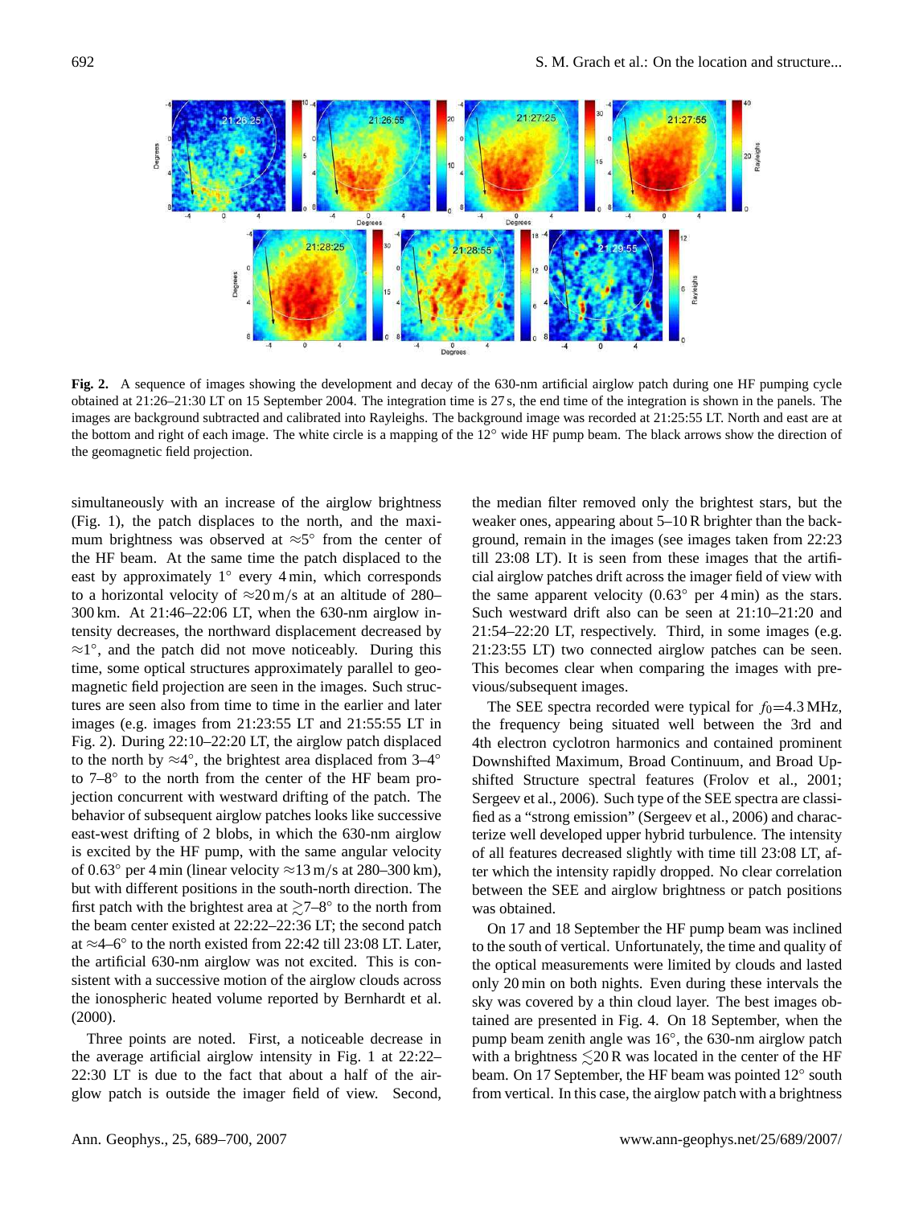**Fig. 2.** A sequence of images showing the development and decay of the 630-nm artificial airglow patch during one HF pumping cycle obtained at 21:26–21:30 LT on 15 September 2004. The integration time is 27 s, the end time of the integration is shown in the panels. The images are background subtracted and calibrated into Rayleighs. The background image was recorded at 21:25:55 LT. North and east are at the bottom and right of each image. The white circle is a mapping of the 12° wide HF pump beam. The black arrows show the direction of the geomagnetic field projection.

simultaneously with an increase of the airglow brightness (Fig. 1), the patch displaces to the north, and the maximum brightness was observed at ≈5° from the center of the HF beam. At the same time the patch displaced to the east by approximately 1° every 4 min, which corresponds to a horizontal velocity of ≈20 m/s at an altitude of 280–300 km. At 21:46–22:06 LT, when the 630-nm airglow intensity decreases, the northward displacement decreased by ≈1°, and the patch did not move noticeably. During this time, some optical structures approximately parallel to geomagnetic field projection are seen in the images. Such structures are seen also from time to time in the earlier and later images (e.g. images from 21:23:55 LT and 21:55:55 LT in Fig. 2). During 22:10–22:20 LT, the airglow patch displaced to the north by ≈4°, the brightest area displaced from 3–4° to 7–8° to the north from the center of the HF beam projection concurrent with westward drifting of the patch. The behavior of subsequent airglow patches looks like successive east-west drifting of 2 blobs, in which the 630-nm airglow is excited by the HF pump, with the same angular velocity of 0.63° per 4 min (linear velocity ≈13 m/s at 280–300 km), but with different positions in the south-north direction. The first patch with the brightest area at $\gtrsim$7–8° to the north from the beam center existed at 22:22–22:36 LT; the second patch at ≈4–6° to the north existed from 22:42 till 23:08 LT. Later, the artificial 630-nm airglow was not excited. This is consistent with a successive motion of the airglow clouds across the ionospheric heated volume reported by Bernhardt et al. (2000).

Three points are noted. First, a noticeable decrease in the average artificial airglow intensity in Fig. 1 at 22:22–22:30 LT is due to the fact that about a half of the airglow patch is outside the imager field of view. Second, the median filter removed only the brightest stars, but the weaker ones, appearing about 5–10 R brighter than the background, remain in the images (see images taken from 22:23 till 23:08 LT). It is seen from these images that the artificial airglow patches drift across the imager field of view with the same apparent velocity (0.63° per 4 min) as the stars. Such westward drift also can be seen at 21:10–21:20 and 21:54–22:20 LT, respectively. Third, in some images (e.g. 21:23:55 LT) two connected airglow patches can be seen. This becomes clear when comparing the images with previous/subsequent images.

The SEE spectra recorded were typical for $f_0$=4.3 MHz, the frequency being situated well between the 3rd and 4th electron cyclotron harmonics and contained prominent Downshifted Maximum, Broad Continuum, and Broad Upshifted Structure spectral features (Frolov et al., 2001; Sergeev et al., 2006). Such type of the SEE spectra are classified as a "strong emission" (Sergeev et al., 2006) and characterize well developed upper hybrid turbulence. The intensity of all features decreased slightly with time till 23:08 LT, after which the intensity rapidly dropped. No clear correlation between the SEE and airglow brightness or patch positions was obtained.

On 17 and 18 September the HF pump beam was inclined to the south of vertical. Unfortunately, the time and quality of the optical measurements were limited by clouds and lasted only 20 min on both nights. Even during these intervals the sky was covered by a thin cloud layer. The best images obtained are presented in Fig. 4. On 18 September, when the pump beam zenith angle was 16°, the 630-nm airglow patch with a brightness $\lesssim$20 R was located in the center of the HF beam. On 17 September, the HF beam was pointed 12° south from vertical. In this case, the airglow patch with a brightness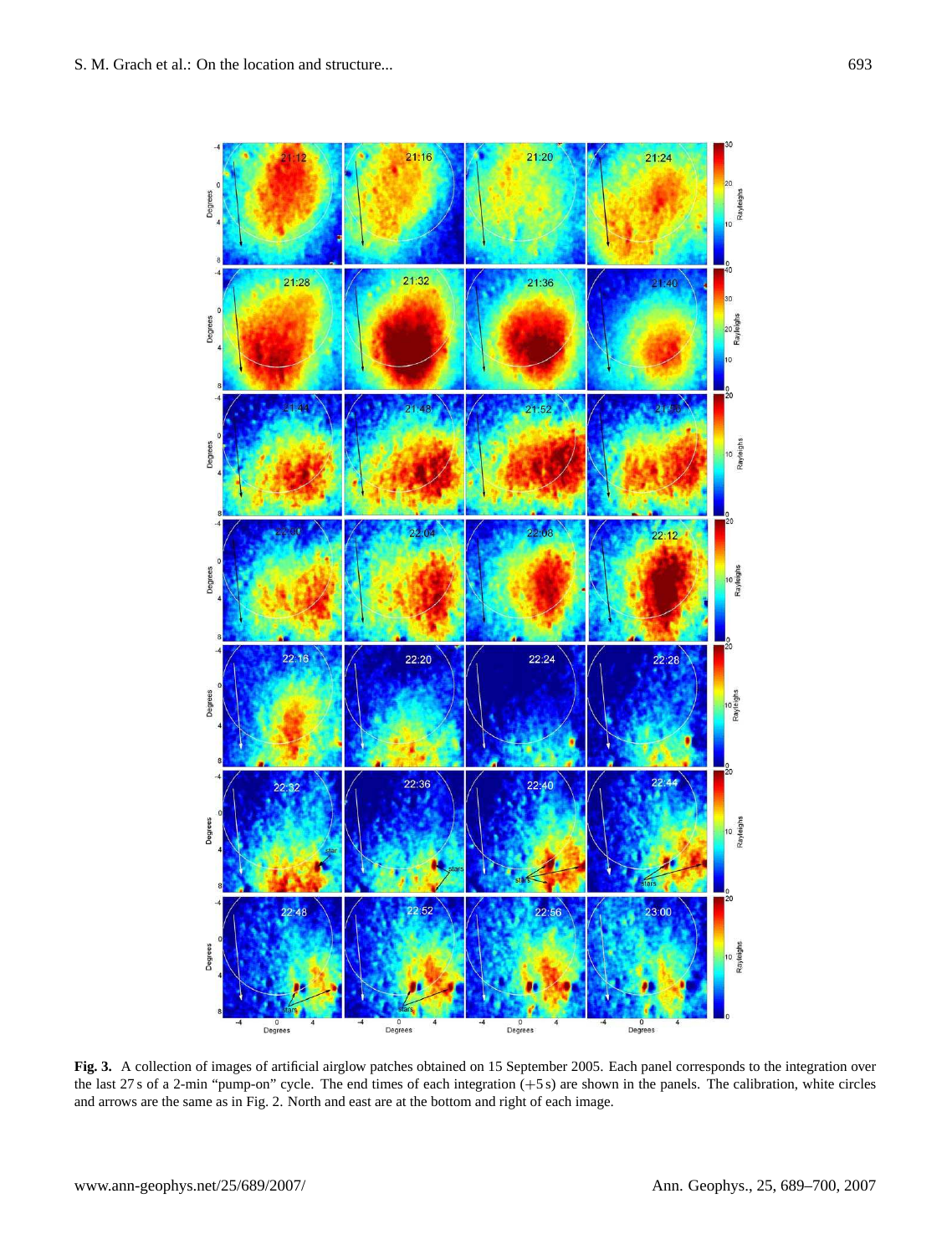**Fig. 3.** A collection of images of artificial airglow patches obtained on 15 September 2005. Each panel corresponds to the integration over the last 27 s of a 2-min "pump-on" cycle. The end times of each integration (+5 s) are shown in the panels. The calibration, white circles and arrows are the same as in Fig. 2. North and east are at the bottom and right of each image.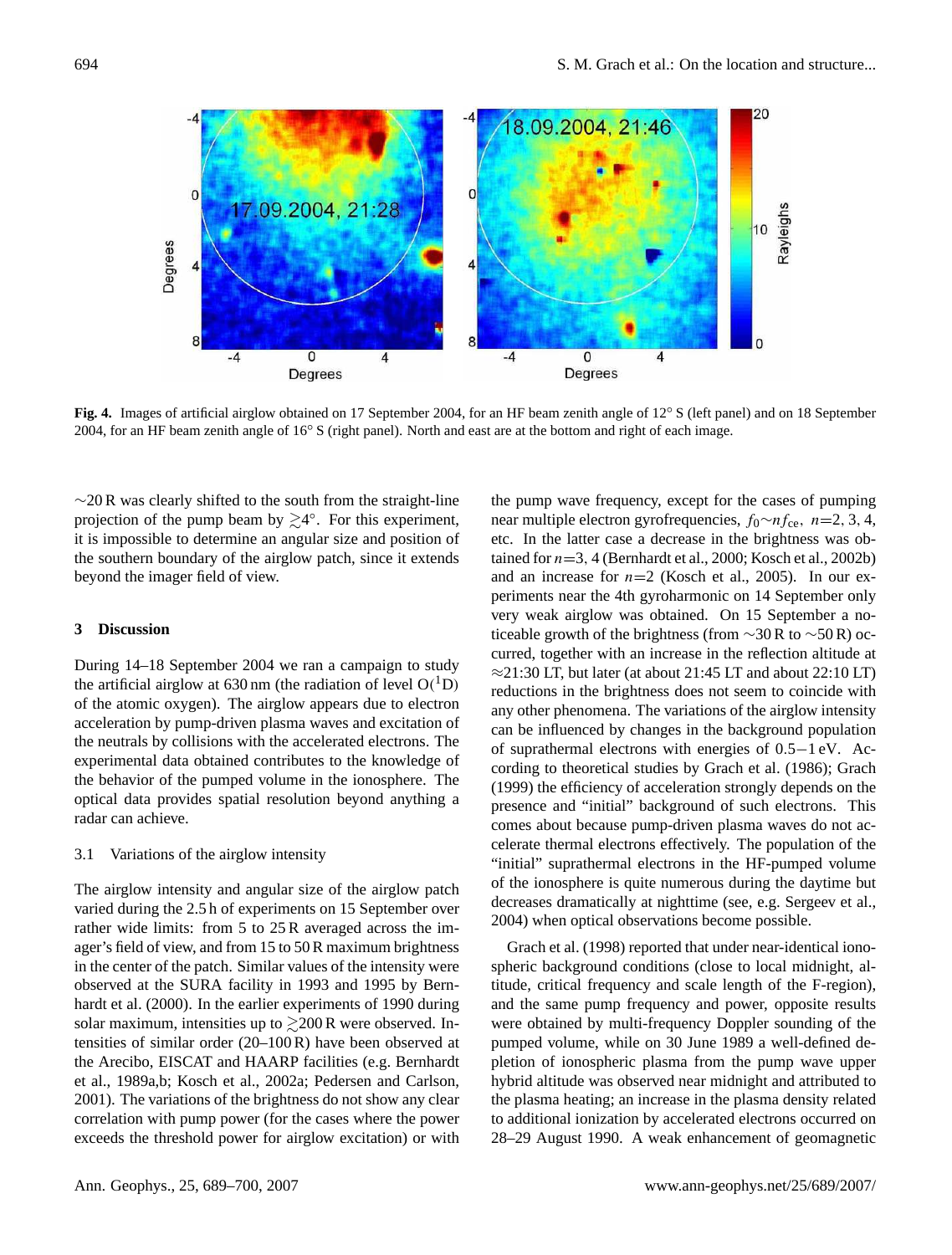**Fig. 4.** Images of artificial airglow obtained on 17 September 2004, for an HF beam zenith angle of 12° S (left panel) and on 18 September 2004, for an HF beam zenith angle of 16° S (right panel). North and east are at the bottom and right of each image.

~20 R was clearly shifted to the south from the straight-line projection of the pump beam by $\gtrsim$4°. For this experiment, it is impossible to determine an angular size and position of the southern boundary of the airglow patch, since it extends beyond the imager field of view.

## 3 Discussion

During 14–18 September 2004 we ran a campaign to study the artificial airglow at 630 nm (the radiation of level O($^1$D) of the atomic oxygen). The airglow appears due to electron acceleration by pump-driven plasma waves and excitation of the neutrals by collisions with the accelerated electrons. The experimental data obtained contributes to the knowledge of the behavior of the pumped volume in the ionosphere. The optical data provides spatial resolution beyond anything a radar can achieve.

### 3.1 Variations of the airglow intensity

The airglow intensity and angular size of the airglow patch varied during the 2.5 h of experiments on 15 September over rather wide limits: from 5 to 25 R averaged across the imager's field of view, and from 15 to 50 R maximum brightness in the center of the patch. Similar values of the intensity were observed at the SURA facility in 1993 and 1995 by Bernhardt et al. (2000). In the earlier experiments of 1990 during solar maximum, intensities up to $\gtrsim$200 R were observed. Intensities of similar order (20–100 R) have been observed at the Arecibo, EISCAT and HAARP facilities (e.g. Bernhardt et al., 1989a,b; Kosch et al., 2002a; Pedersen and Carlson, 2001). The variations of the brightness do not show any clear correlation with pump power (for the cases where the power exceeds the threshold power for airglow excitation) or with the pump wave frequency, except for the cases of pumping near multiple electron gyrofrequencies, $f_0 \sim n f_{ce}$, $n$=2, 3, 4, etc. In the latter case a decrease in the brightness was obtained for $n$=3, 4 (Bernhardt et al., 2000; Kosch et al., 2002b) and an increase for $n$=2 (Kosch et al., 2005). In our experiments near the 4th gyroharmonic on 14 September only very weak airglow was obtained. On 15 September a noticeable growth of the brightness (from ~30 R to ~50 R) occurred, together with an increase in the reflection altitude at ≈21:30 LT, but later (at about 21:45 LT and about 22:10 LT) reductions in the brightness does not seem to coincide with any other phenomena. The variations of the airglow intensity can be influenced by changes in the background population of suprathermal electrons with energies of 0.5−1 eV. According to theoretical studies by Grach et al. (1986); Grach (1999) the efficiency of acceleration strongly depends on the presence and "initial" background of such electrons. This comes about because pump-driven plasma waves do not accelerate thermal electrons effectively. The population of the "initial" suprathermal electrons in the HF-pumped volume of the ionosphere is quite numerous during the daytime but decreases dramatically at nighttime (see, e.g. Sergeev et al., 2004) when optical observations become possible.

Grach et al. (1998) reported that under near-identical ionospheric background conditions (close to local midnight, altitude, critical frequency and scale length of the F-region), and the same pump frequency and power, opposite results were obtained by multi-frequency Doppler sounding of the pumped volume, while on 30 June 1989 a well-defined depletion of ionospheric plasma from the pump wave upper hybrid altitude was observed near midnight and attributed to the plasma heating; an increase in the plasma density related to additional ionization by accelerated electrons occurred on 28–29 August 1990. A weak enhancement of geomagnetic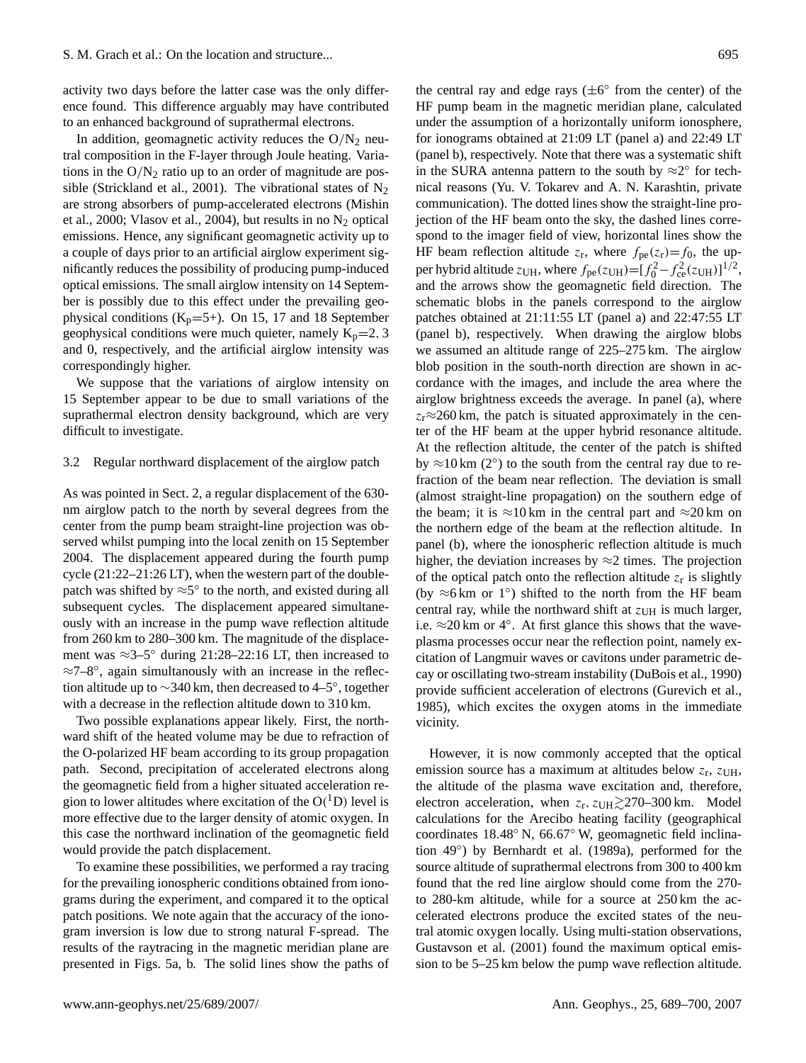activity two days before the latter case was the only difference found. This difference arguably may have contributed to an enhanced background of suprathermal electrons.

In addition, geomagnetic activity reduces the $O/N_2$ neutral composition in the F-layer through Joule heating. Variations in the $O/N_2$ ratio up to an order of magnitude are possible (Strickland et al., 2001). The vibrational states of $N_2$ are strong absorbers of pump-accelerated electrons (Mishin et al., 2000; Vlasov et al., 2004), but results in no $N_2$ optical emissions. Hence, any significant geomagnetic activity up to a couple of days prior to an artificial airglow experiment significantly reduces the possibility of producing pump-induced optical emissions. The small airglow intensity on 14 September is possibly due to this effect under the prevailing geophysical conditions ($K_p$=5+). On 15, 17 and 18 September geophysical conditions were much quieter, namely $K_p$=2, 3 and 0, respectively, and the artificial airglow intensity was correspondingly higher.

We suppose that the variations of airglow intensity on 15 September appear to be due to small variations of the suprathermal electron density background, which are very difficult to investigate.

### 3.2 Regular northward displacement of the airglow patch

As was pointed in Sect. 2, a regular displacement of the 630-nm airglow patch to the north by several degrees from the center from the pump beam straight-line projection was observed whilst pumping into the local zenith on 15 September 2004. The displacement appeared during the fourth pump cycle (21:22–21:26 LT), when the western part of the double-patch was shifted by $\approx$5° to the north, and existed during all subsequent cycles. The displacement appeared simultaneously with an increase in the pump wave reflection altitude from 260 km to 280–300 km. The magnitude of the displacement was $\approx$3–5° during 21:28–22:16 LT, then increased to $\approx$7–8°, again simultanously with an increase in the reflection altitude up to $\sim$340 km, then decreased to 4–5°, together with a decrease in the reflection altitude down to 310 km.

Two possible explanations appear likely. First, the northward shift of the heated volume may be due to refraction of the O-polarized HF beam according to its group propagation path. Second, precipitation of accelerated electrons along the geomagnetic field from a higher situated acceleration region to lower altitudes where excitation of the $O(^1D)$ level is more effective due to the larger density of atomic oxygen. In this case the northward inclination of the geomagnetic field would provide the patch displacement.

To examine these possibilities, we performed a ray tracing for the prevailing ionospheric conditions obtained from ionograms during the experiment, and compared it to the optical patch positions. We note again that the accuracy of the ionogram inversion is low due to strong natural F-spread. The results of the raytracing in the magnetic meridian plane are presented in Figs. 5a, b. The solid lines show the paths of the central ray and edge rays ($\pm$6° from the center) of the HF pump beam in the magnetic meridian plane, calculated under the assumption of a horizontally uniform ionosphere, for ionograms obtained at 21:09 LT (panel a) and 22:49 LT (panel b), respectively. Note that there was a systematic shift in the SURA antenna pattern to the south by $\approx$2° for technical reasons (Yu. V. Tokarev and A. N. Karashtin, private communication). The dotted lines show the straight-line projection of the HF beam onto the sky, the dashed lines correspond to the imager field of view, horizontal lines show the HF beam reflection altitude $z_r$, where $f_{pe}(z_r)=f_0$, the upper hybrid altitude $z_{UH}$, where $f_{pe}(z_{UH})=[f_0^2-f_{ce}^2(z_{UH})]^{1/2}$, and the arrows show the geomagnetic field direction. The schematic blobs in the panels correspond to the airglow patches obtained at 21:11:55 LT (panel a) and 22:47:55 LT (panel b), respectively. When drawing the airglow blobs we assumed an altitude range of 225–275 km. The airglow blob position in the south-north direction are shown in accordance with the images, and include the area where the airglow brightness exceeds the average. In panel (a), where $z_r\approx$260 km, the patch is situated approximately in the center of the HF beam at the upper hybrid resonance altitude. At the reflection altitude, the center of the patch is shifted by $\approx$10 km (2°) to the south from the central ray due to refraction of the beam near reflection. The deviation is small (almost straight-line propagation) on the southern edge of the beam; it is $\approx$10 km in the central part and $\approx$20 km on the northern edge of the beam at the reflection altitude. In panel (b), where the ionospheric reflection altitude is much higher, the deviation increases by $\approx$2 times. The projection of the optical patch onto the reflection altitude $z_r$ is slightly (by $\approx$6 km or 1°) shifted to the north from the HF beam central ray, while the northward shift at $z_{UH}$ is much larger, i.e. $\approx$20 km or 4°. At first glance this shows that the wave-plasma processes occur near the reflection point, namely excitation of Langmuir waves or cavitons under parametric decay or oscillating two-stream instability (DuBois et al., 1990) provide sufficient acceleration of electrons (Gurevich et al., 1985), which excites the oxygen atoms in the immediate vicinity.

However, it is now commonly accepted that the optical emission source has a maximum at altitudes below $z_r$, $z_{UH}$, the altitude of the plasma wave excitation and, therefore, electron acceleration, when $z_r, z_{UH}\gtrsim$270–300 km. Model calculations for the Arecibo heating facility (geographical coordinates 18.48° N, 66.67° W, geomagnetic field inclination 49°) by Bernhardt et al. (1989a), performed for the source altitude of suprathermal electrons from 300 to 400 km found that the red line airglow should come from the 270- to 280-km altitude, while for a source at 250 km the accelerated electrons produce the excited states of the neutral atomic oxygen locally. Using multi-station observations, Gustavson et al. (2001) found the maximum optical emission to be 5–25 km below the pump wave reflection altitude.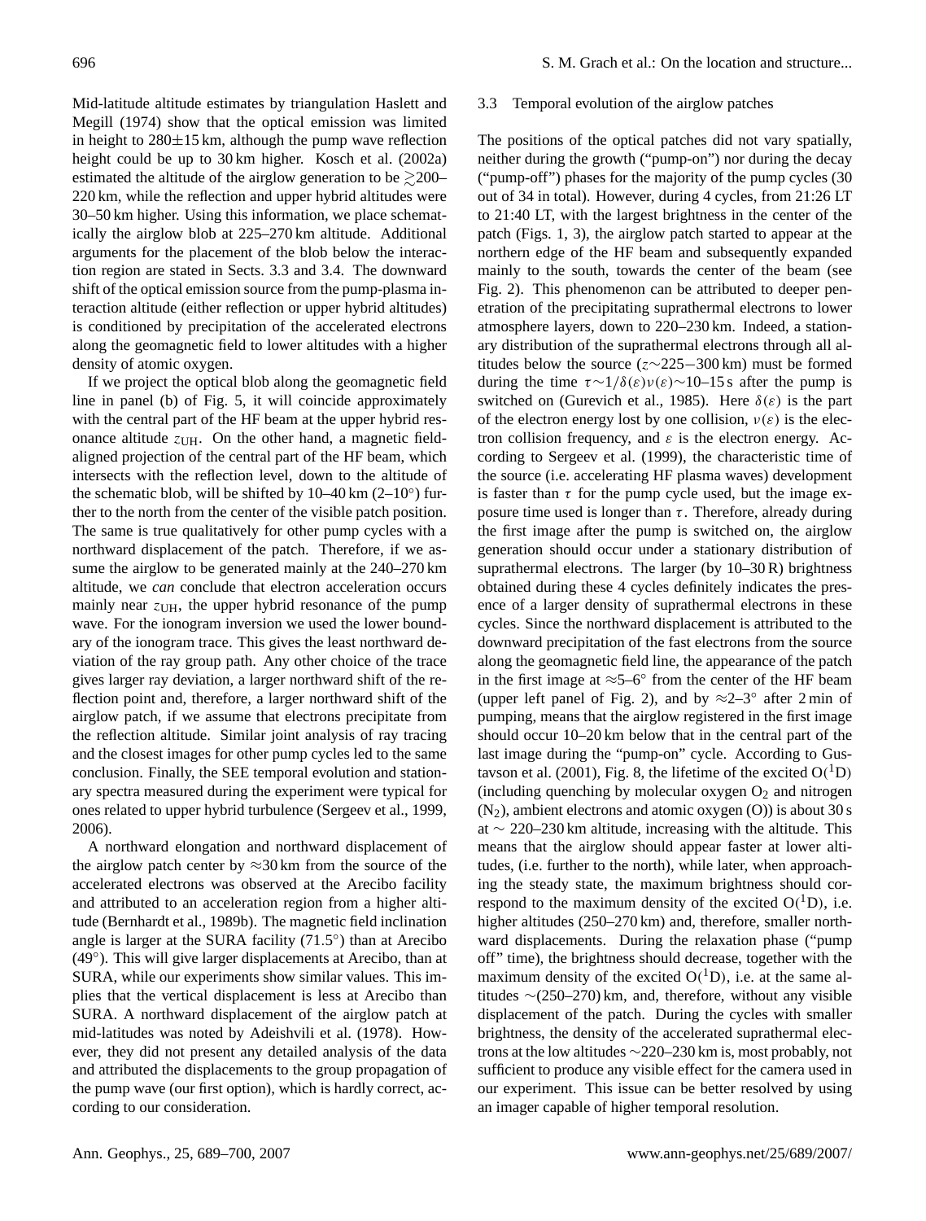Mid-latitude altitude estimates by triangulation Haslett and Megill (1974) show that the optical emission was limited in height to 280±15 km, although the pump wave reflection height could be up to 30 km higher. Kosch et al. (2002a) estimated the altitude of the airglow generation to be $\gtrsim$200–220 km, while the reflection and upper hybrid altitudes were 30–50 km higher. Using this information, we place schematically the airglow blob at 225–270 km altitude. Additional arguments for the placement of the blob below the interaction region are stated in Sects. 3.3 and 3.4. The downward shift of the optical emission source from the pump-plasma interaction altitude (either reflection or upper hybrid altitudes) is conditioned by precipitation of the accelerated electrons along the geomagnetic field to lower altitudes with a higher density of atomic oxygen.

If we project the optical blob along the geomagnetic field line in panel (b) of Fig. 5, it will coincide approximately with the central part of the HF beam at the upper hybrid resonance altitude $z_{\mathrm{UH}}$. On the other hand, a magnetic field-aligned projection of the central part of the HF beam, which intersects with the reflection level, down to the altitude of the schematic blob, will be shifted by 10–40 km (2–10°) further to the north from the center of the visible patch position. The same is true qualitatively for other pump cycles with a northward displacement of the patch. Therefore, if we assume the airglow to be generated mainly at the 240–270 km altitude, we *can* conclude that electron acceleration occurs mainly near $z_{\mathrm{UH}}$, the upper hybrid resonance of the pump wave. For the ionogram inversion we used the lower boundary of the ionogram trace. This gives the least northward deviation of the ray group path. Any other choice of the trace gives larger ray deviation, a larger northward shift of the reflection point and, therefore, a larger northward shift of the airglow patch, if we assume that electrons precipitate from the reflection altitude. Similar joint analysis of ray tracing and the closest images for other pump cycles led to the same conclusion. Finally, the SEE temporal evolution and stationary spectra measured during the experiment were typical for ones related to upper hybrid turbulence (Sergeev et al., 1999, 2006).

A northward elongation and northward displacement of the airglow patch center by ≈30 km from the source of the accelerated electrons was observed at the Arecibo facility and attributed to an acceleration region from a higher altitude (Bernhardt et al., 1989b). The magnetic field inclination angle is larger at the SURA facility (71.5°) than at Arecibo (49°). This will give larger displacements at Arecibo, than at SURA, while our experiments show similar values. This implies that the vertical displacement is less at Arecibo than SURA. A northward displacement of the airglow patch at mid-latitudes was noted by Adeishvili et al. (1978). However, they did not present any detailed analysis of the data and attributed the displacements to the group propagation of the pump wave (our first option), which is hardly correct, according to our consideration.

### 3.3 Temporal evolution of the airglow patches

The positions of the optical patches did not vary spatially, neither during the growth ("pump-on") nor during the decay ("pump-off") phases for the majority of the pump cycles (30 out of 34 in total). However, during 4 cycles, from 21:26 LT to 21:40 LT, with the largest brightness in the center of the patch (Figs. 1, 3), the airglow patch started to appear at the northern edge of the HF beam and subsequently expanded mainly to the south, towards the center of the beam (see Fig. 2). This phenomenon can be attributed to deeper penetration of the precipitating suprathermal electrons to lower atmosphere layers, down to 220–230 km. Indeed, a stationary distribution of the suprathermal electrons through all altitudes below the source ($z\sim225-300$ km) must be formed during the time $\tau\sim1/\delta(\varepsilon)\nu(\varepsilon)\sim$10–15 s after the pump is switched on (Gurevich et al., 1985). Here $\delta(\varepsilon)$ is the part of the electron energy lost by one collision, $\nu(\varepsilon)$ is the electron collision frequency, and $\varepsilon$ is the electron energy. According to Sergeev et al. (1999), the characteristic time of the source (i.e. accelerating HF plasma waves) development is faster than $\tau$ for the pump cycle used, but the image exposure time used is longer than $\tau$. Therefore, already during the first image after the pump is switched on, the airglow generation should occur under a stationary distribution of suprathermal electrons. The larger (by 10–30 R) brightness obtained during these 4 cycles definitely indicates the presence of a larger density of suprathermal electrons in these cycles. Since the northward displacement is attributed to the downward precipitation of the fast electrons from the source along the geomagnetic field line, the appearance of the patch in the first image at ≈5–6° from the center of the HF beam (upper left panel of Fig. 2), and by ≈2–3° after 2 min of pumping, means that the airglow registered in the first image should occur 10–20 km below that in the central part of the last image during the "pump-on" cycle. According to Gustavson et al. (2001), Fig. 8, the lifetime of the excited $O(^1D)$ (including quenching by molecular oxygen $O_2$ and nitrogen ($N_2$), ambient electrons and atomic oxygen (O)) is about 30 s at ∼ 220–230 km altitude, increasing with the altitude. This means that the airglow should appear faster at lower altitudes, (i.e. further to the north), while later, when approaching the steady state, the maximum brightness should correspond to the maximum density of the excited $O(^1D)$, i.e. higher altitudes (250–270 km) and, therefore, smaller northward displacements. During the relaxation phase ("pump off" time), the brightness should decrease, together with the maximum density of the excited $O(^1D)$, i.e. at the same altitudes ∼(250–270) km, and, therefore, without any visible displacement of the patch. During the cycles with smaller brightness, the density of the accelerated suprathermal electrons at the low altitudes ∼220–230 km is, most probably, not sufficient to produce any visible effect for the camera used in our experiment. This issue can be better resolved by using an imager capable of higher temporal resolution.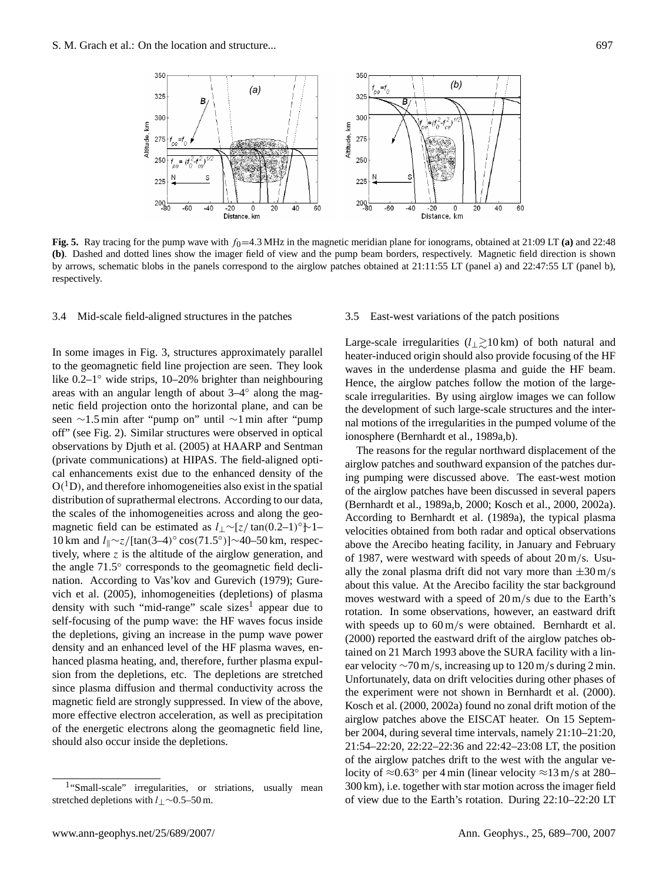**Fig. 5.** Ray tracing for the pump wave with $f_0$=4.3 MHz in the magnetic meridian plane for ionograms, obtained at 21:09 LT **(a)** and 22:48 **(b)**. Dashed and dotted lines show the imager field of view and the pump beam borders, respectively. Magnetic field direction is shown by arrows, schematic blobs in the panels correspond to the airglow patches obtained at 21:11:55 LT (panel a) and 22:47:55 LT (panel b), respectively.

### 3.4 Mid-scale field-aligned structures in the patches

In some images in Fig. 3, structures approximately parallel to the geomagnetic field line projection are seen. They look like 0.2–1° wide strips, 10–20% brighter than neighbouring areas with an angular length of about 3–4° along the magnetic field projection onto the horizontal plane, and can be seen ∼1.5 min after "pump on" until ∼1 min after "pump off" (see Fig. 2). Similar structures were observed in optical observations by Djuth et al. (2005) at HAARP and Sentman (private communications) at HIPAS. The field-aligned optical enhancements exist due to the enhanced density of the $O(^1D)$, and therefore inhomogeneities also exist in the spatial distribution of suprathermal electrons. According to our data, the scales of the inhomogeneities across and along the geomagnetic field can be estimated as $l_\perp \sim [z/\tan(0.2\text{–}1)^\circ] \sim 1$–10 km and $l_\parallel \sim z/[\tan(3\text{–}4)^\circ \cos(71.5^\circ)] \sim 40$–50 km, respectively, where $z$ is the altitude of the airglow generation, and the angle 71.5° corresponds to the geomagnetic field declination. According to Vas'kov and Gurevich (1979); Gurevich et al. (2005), inhomogeneities (depletions) of plasma density with such "mid-range" scale sizes[1] appear due to self-focusing of the pump wave: the HF waves focus inside the depletions, giving an increase in the pump wave power density and an enhanced level of the HF plasma waves, enhanced plasma heating, and, therefore, further plasma expulsion from the depletions, etc. The depletions are stretched since plasma diffusion and thermal conductivity across the magnetic field are strongly suppressed. In view of the above, more effective electron acceleration, as well as precipitation of the energetic electrons along the geomagnetic field line, should also occur inside the depletions.

[1] "Small-scale" irregularities, or striations, usually mean stretched depletions with $l_\perp \sim 0.5$–50 m.

### 3.5 East-west variations of the patch positions

Large-scale irregularities ($l_\perp \gtrsim 10$ km) of both natural and heater-induced origin should also provide focusing of the HF waves in the underdense plasma and guide the HF beam. Hence, the airglow patches follow the motion of the large-scale irregularities. By using airglow images we can follow the development of such large-scale structures and the internal motions of the irregularities in the pumped volume of the ionosphere (Bernhardt et al., 1989a,b).

The reasons for the regular northward displacement of the airglow patches and southward expansion of the patches during pumping were discussed above. The east-west motion of the airglow patches have been discussed in several papers (Bernhardt et al., 1989a,b, 2000; Kosch et al., 2000, 2002a). According to Bernhardt et al. (1989a), the typical plasma velocities obtained from both radar and optical observations above the Arecibo heating facility, in January and February of 1987, were westward with speeds of about 20 m/s. Usually the zonal plasma drift did not vary more than ±30 m/s about this value. At the Arecibo facility the star background moves westward with a speed of 20 m/s due to the Earth's rotation. In some observations, however, an eastward drift with speeds up to 60 m/s were obtained. Bernhardt et al. (2000) reported the eastward drift of the airglow patches obtained on 21 March 1993 above the SURA facility with a linear velocity ∼70 m/s, increasing up to 120 m/s during 2 min. Unfortunately, data on drift velocities during other phases of the experiment were not shown in Bernhardt et al. (2000). Kosch et al. (2000, 2002a) found no zonal drift motion of the airglow patches above the EISCAT heater. On 15 September 2004, during several time intervals, namely 21:10–21:20, 21:54–22:20, 22:22–22:36 and 22:42–23:08 LT, the position of the airglow patches drift to the west with the angular velocity of ≈0.63° per 4 min (linear velocity ≈13 m/s at 280–300 km), i.e. together with star motion across the imager field of view due to the Earth's rotation. During 22:10–22:20 LT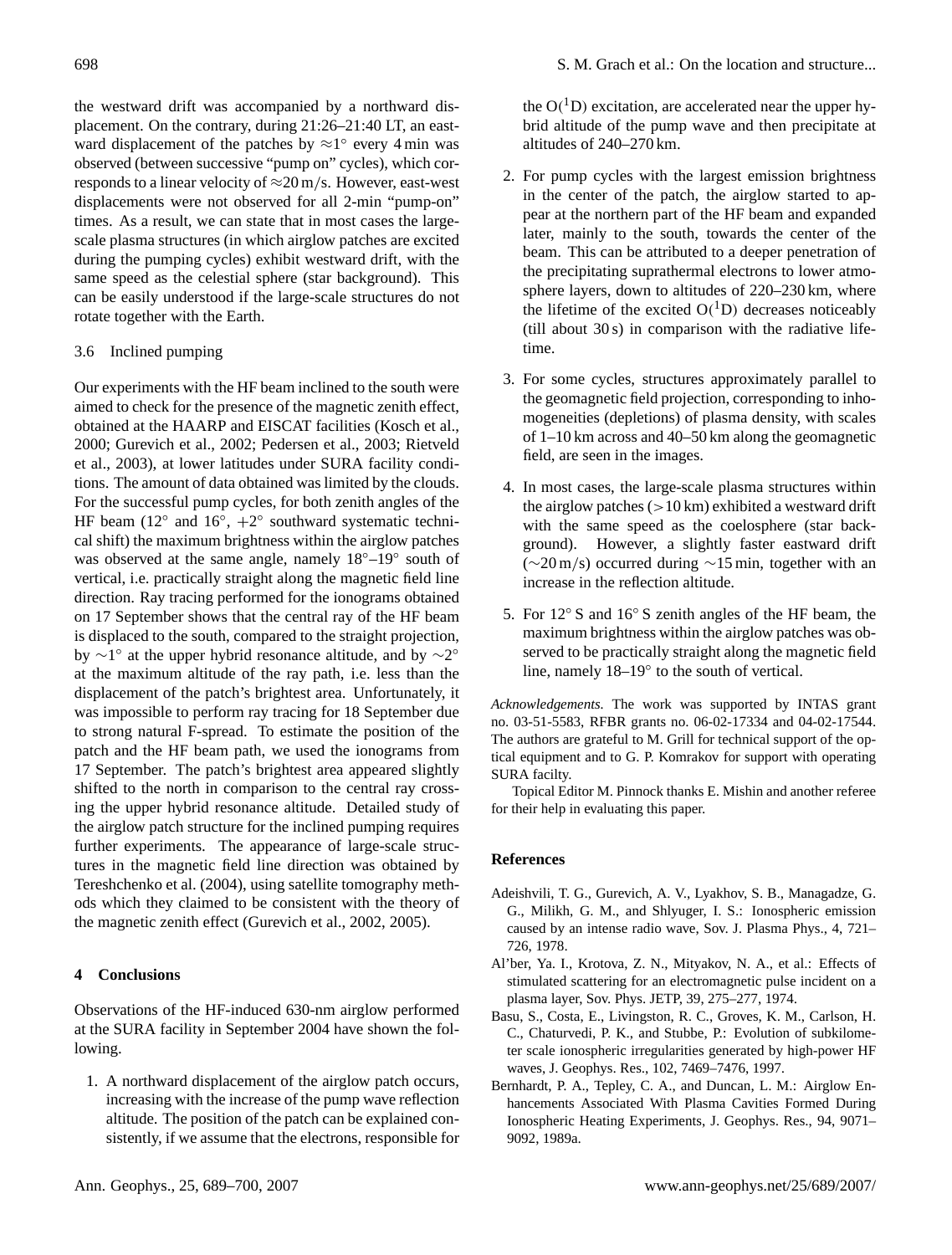the westward drift was accompanied by a northward displacement. On the contrary, during 21:26–21:40 LT, an eastward displacement of the patches by $\approx 1^\circ$ every 4 min was observed (between successive "pump on" cycles), which corresponds to a linear velocity of $\approx$20 m/s. However, east-west displacements were not observed for all 2-min "pump-on" times. As a result, we can state that in most cases the large-scale plasma structures (in which airglow patches are excited during the pumping cycles) exhibit westward drift, with the same speed as the celestial sphere (star background). This can be easily understood if the large-scale structures do not rotate together with the Earth.

### 3.6 Inclined pumping

Our experiments with the HF beam inclined to the south were aimed to check for the presence of the magnetic zenith effect, obtained at the HAARP and EISCAT facilities (Kosch et al., 2000; Gurevich et al., 2002; Pedersen et al., 2003; Rietveld et al., 2003), at lower latitudes under SURA facility conditions. The amount of data obtained was limited by the clouds. For the successful pump cycles, for both zenith angles of the HF beam ($12^\circ$ and $16^\circ$, $+2^\circ$ southward systematic technical shift) the maximum brightness within the airglow patches was observed at the same angle, namely $18^\circ$–$19^\circ$ south of vertical, i.e. practically straight along the magnetic field line direction. Ray tracing performed for the ionograms obtained on 17 September shows that the central ray of the HF beam is displaced to the south, compared to the straight projection, by $\sim 1^\circ$ at the upper hybrid resonance altitude, and by $\sim 2^\circ$ at the maximum altitude of the ray path, i.e. less than the displacement of the patch's brightest area. Unfortunately, it was impossible to perform ray tracing for 18 September due to strong natural F-spread. To estimate the position of the patch and the HF beam path, we used the ionograms from 17 September. The patch's brightest area appeared slightly shifted to the north in comparison to the central ray crossing the upper hybrid resonance altitude. Detailed study of the airglow patch structure for the inclined pumping requires further experiments. The appearance of large-scale structures in the magnetic field line direction was obtained by Tereshchenko et al. (2004), using satellite tomography methods which they claimed to be consistent with the theory of the magnetic zenith effect (Gurevich et al., 2002, 2005).

## 4 Conclusions

Observations of the HF-induced 630-nm airglow performed at the SURA facility in September 2004 have shown the following.

1. A northward displacement of the airglow patch occurs, increasing with the increase of the pump wave reflection altitude. The position of the patch can be explained consistently, if we assume that the electrons, responsible for the $O(^1D)$ excitation, are accelerated near the upper hybrid altitude of the pump wave and then precipitate at altitudes of 240–270 km.

2. For pump cycles with the largest emission brightness in the center of the patch, the airglow started to appear at the northern part of the HF beam and expanded later, mainly to the south, towards the center of the beam. This can be attributed to a deeper penetration of the precipitating suprathermal electrons to lower atmosphere layers, down to altitudes of 220–230 km, where the lifetime of the excited $O(^1D)$ decreases noticeably (till about 30 s) in comparison with the radiative lifetime.

3. For some cycles, structures approximately parallel to the geomagnetic field projection, corresponding to inhomogeneities (depletions) of plasma density, with scales of 1–10 km across and 40–50 km along the geomagnetic field, are seen in the images.

4. In most cases, the large-scale plasma structures within the airglow patches ($>$10 km) exhibited a westward drift with the same speed as the coelosphere (star background). However, a slightly faster eastward drift ($\sim$20 m/s) occurred during $\sim$15 min, together with an increase in the reflection altitude.

5. For $12^\circ$ S and $16^\circ$ S zenith angles of the HF beam, the maximum brightness within the airglow patches was observed to be practically straight along the magnetic field line, namely 18–$19^\circ$ to the south of vertical.

*Acknowledgements.* The work was supported by INTAS grant no. 03-51-5583, RFBR grants no. 06-02-17334 and 04-02-17544. The authors are grateful to M. Grill for technical support of the optical equipment and to G. P. Komrakov for support with operating SURA facilty.

Topical Editor M. Pinnock thanks E. Mishin and another referee for their help in evaluating this paper.

## References

Adeishvili, T. G., Gurevich, A. V., Lyakhov, S. B., Managadze, G. G., Milikh, G. M., and Shlyuger, I. S.: Ionospheric emission caused by an intense radio wave, Sov. J. Plasma Phys., 4, 721–726, 1978.

Al'ber, Ya. I., Krotova, Z. N., Mityakov, N. A., et al.: Effects of stimulated scattering for an electromagnetic pulse incident on a plasma layer, Sov. Phys. JETP, 39, 275–277, 1974.

Basu, S., Costa, E., Livingston, R. C., Groves, K. M., Carlson, H. C., Chaturvedi, P. K., and Stubbe, P.: Evolution of subkilometer scale ionospheric irregularities generated by high-power HF waves, J. Geophys. Res., 102, 7469–7476, 1997.

Bernhardt, P. A., Tepley, C. A., and Duncan, L. M.: Airglow Enhancements Associated With Plasma Cavities Formed During Ionospheric Heating Experiments, J. Geophys. Res., 94, 9071–9092, 1989a.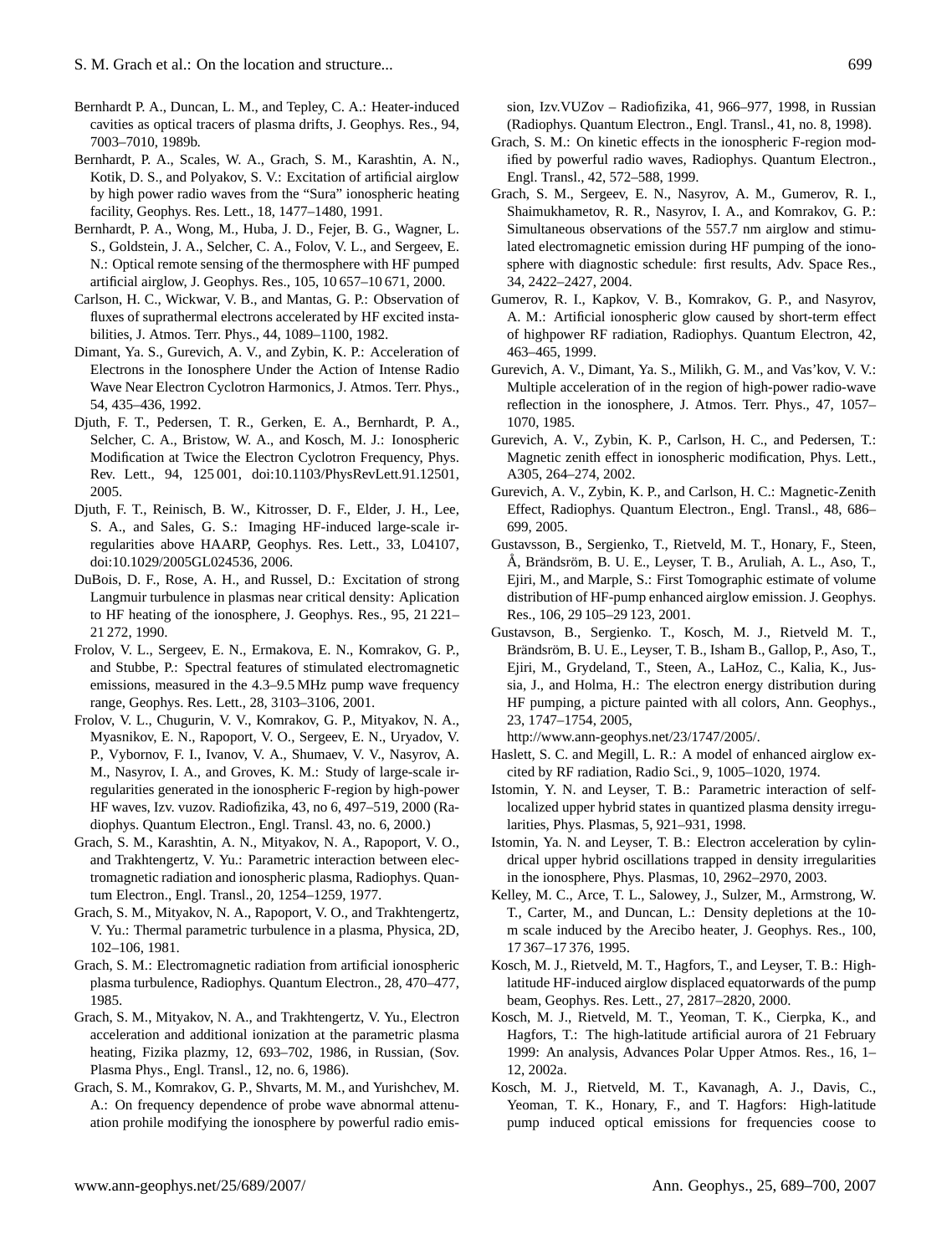Bernhardt P. A., Duncan, L. M., and Tepley, C. A.: Heater-induced cavities as optical tracers of plasma drifts, J. Geophys. Res., 94, 7003–7010, 1989b.

Bernhardt, P. A., Scales, W. A., Grach, S. M., Karashtin, A. N., Kotik, D. S., and Polyakov, S. V.: Excitation of artificial airglow by high power radio waves from the "Sura" ionospheric heating facility, Geophys. Res. Lett., 18, 1477–1480, 1991.

Bernhardt, P. A., Wong, M., Huba, J. D., Fejer, B. G., Wagner, L. S., Goldstein, J. A., Selcher, C. A., Folov, V. L., and Sergeev, E. N.: Optical remote sensing of the thermosphere with HF pumped artificial airglow, J. Geophys. Res., 105, 10 657–10 671, 2000.

Carlson, H. C., Wickwar, V. B., and Mantas, G. P.: Observation of fluxes of suprathermal electrons accelerated by HF excited instabilities, J. Atmos. Terr. Phys., 44, 1089–1100, 1982.

Dimant, Ya. S., Gurevich, A. V., and Zybin, K. P.: Acceleration of Electrons in the Ionosphere Under the Action of Intense Radio Wave Near Electron Cyclotron Harmonics, J. Atmos. Terr. Phys., 54, 435–436, 1992.

Djuth, F. T., Pedersen, T. R., Gerken, E. A., Bernhardt, P. A., Selcher, C. A., Bristow, W. A., and Kosch, M. J.: Ionospheric Modification at Twice the Electron Cyclotron Frequency, Phys. Rev. Lett., 94, 125 001, doi:10.1103/PhysRevLett.91.12501, 2005.

Djuth, F. T., Reinisch, B. W., Kitrosser, D. F., Elder, J. H., Lee, S. A., and Sales, G. S.: Imaging HF-induced large-scale irregularities above HAARP, Geophys. Res. Lett., 33, L04107, doi:10.1029/2005GL024536, 2006.

DuBois, D. F., Rose, A. H., and Russel, D.: Excitation of strong Langmuir turbulence in plasmas near critical density: Aplication to HF heating of the ionosphere, J. Geophys. Res., 95, 21 221–21 272, 1990.

Frolov, V. L., Sergeev, E. N., Ermakova, E. N., Komrakov, G. P., and Stubbe, P.: Spectral features of stimulated electromagnetic emissions, measured in the 4.3–9.5 MHz pump wave frequency range, Geophys. Res. Lett., 28, 3103–3106, 2001.

Frolov, V. L., Chugurin, V. V., Komrakov, G. P., Mityakov, N. A., Myasnikov, E. N., Rapoport, V. O., Sergeev, E. N., Uryadov, V. P., Vybornov, F. I., Ivanov, V. A., Shumaev, V. V., Nasyrov, A. M., Nasyrov, I. A., and Groves, K. M.: Study of large-scale irregularities generated in the ionospheric F-region by high-power HF waves, Izv. vuzov. Radiofizika, 43, no 6, 497–519, 2000 (Radiophys. Quantum Electron., Engl. Transl. 43, no. 6, 2000.)

Grach, S. M., Karashtin, A. N., Mityakov, N. A., Rapoport, V. O., and Trakhtengertz, V. Yu.: Parametric interaction between electromagnetic radiation and ionospheric plasma, Radiophys. Quantum Electron., Engl. Transl., 20, 1254–1259, 1977.

Grach, S. M., Mityakov, N. A., Rapoport, V. O., and Trakhtengertz, V. Yu.: Thermal parametric turbulence in a plasma, Physica, 2D, 102–106, 1981.

Grach, S. M.: Electromagnetic radiation from artificial ionospheric plasma turbulence, Radiophys. Quantum Electron., 28, 470–477, 1985.

Grach, S. M., Mityakov, N. A., and Trakhtengertz, V. Yu., Electron acceleration and additional ionization at the parametric plasma heating, Fizika plazmy, 12, 693–702, 1986, in Russian, (Sov. Plasma Phys., Engl. Transl., 12, no. 6, 1986).

Grach, S. M., Komrakov, G. P., Shvarts, M. M., and Yurishchev, M. A.: On frequency dependence of probe wave abnormal attenuation prohile modifying the ionosphere by powerful radio emission, Izv.VUZov – Radiofizika, 41, 966–977, 1998, in Russian (Radiophys. Quantum Electron., Engl. Transl., 41, no. 8, 1998).

Grach, S. M.: On kinetic effects in the ionospheric F-region modified by powerful radio waves, Radiophys. Quantum Electron., Engl. Transl., 42, 572–588, 1999.

Grach, S. M., Sergeev, E. N., Nasyrov, A. M., Gumerov, R. I., Shaimukhametov, R. R., Nasyrov, I. A., and Komrakov, G. P.: Simultaneous observations of the 557.7 nm airglow and stimulated electromagnetic emission during HF pumping of the ionosphere with diagnostic schedule: first results, Adv. Space Res., 34, 2422–2427, 2004.

Gumerov, R. I., Kapkov, V. B., Komrakov, G. P., and Nasyrov, A. M.: Artificial ionospheric glow caused by short-term effect of highpower RF radiation, Radiophys. Quantum Electron, 42, 463–465, 1999.

Gurevich, A. V., Dimant, Ya. S., Milikh, G. M., and Vas'kov, V. V.: Multiple acceleration of in the region of high-power radio-wave reflection in the ionosphere, J. Atmos. Terr. Phys., 47, 1057–1070, 1985.

Gurevich, A. V., Zybin, K. P., Carlson, H. C., and Pedersen, T.: Magnetic zenith effect in ionospheric modification, Phys. Lett., A305, 264–274, 2002.

Gurevich, A. V., Zybin, K. P., and Carlson, H. C.: Magnetic-Zenith Effect, Radiophys. Quantum Electron., Engl. Transl., 48, 686–699, 2005.

Gustavsson, B., Sergienko, T., Rietveld, M. T., Honary, F., Steen, Å, Brändsröm, B. U. E., Leyser, T. B., Aruliah, A. L., Aso, T., Ejiri, M., and Marple, S.: First Tomographic estimate of volume distribution of HF-pump enhanced airglow emission. J. Geophys. Res., 106, 29 105–29 123, 2001.

Gustavson, B., Sergienko. T., Kosch, M. J., Rietveld M. T., Brändsröm, B. U. E., Leyser, T. B., Isham B., Gallop, P., Aso, T., Ejiri, M., Grydeland, T., Steen, A., LaHoz, C., Kalia, K., Jussia, J., and Holma, H.: The electron energy distribution during HF pumping, a picture painted with all colors, Ann. Geophys., 23, 1747–1754, 2005, http://www.ann-geophys.net/23/1747/2005/.

Haslett, S. C. and Megill, L. R.: A model of enhanced airglow excited by RF radiation, Radio Sci., 9, 1005–1020, 1974.

Istomin, Y. N. and Leyser, T. B.: Parametric interaction of self-localized upper hybrid states in quantized plasma density irregularities, Phys. Plasmas, 5, 921–931, 1998.

Istomin, Ya. N. and Leyser, T. B.: Electron acceleration by cylindrical upper hybrid oscillations trapped in density irregularities in the ionosphere, Phys. Plasmas, 10, 2962–2970, 2003.

Kelley, M. C., Arce, T. L., Salowey, J., Sulzer, M., Armstrong, W. T., Carter, M., and Duncan, L.: Density depletions at the 10-m scale induced by the Arecibo heater, J. Geophys. Res., 100, 17 367–17 376, 1995.

Kosch, M. J., Rietveld, M. T., Hagfors, T., and Leyser, T. B.: High-latitude HF-induced airglow displaced equatorwards of the pump beam, Geophys. Res. Lett., 27, 2817–2820, 2000.

Kosch, M. J., Rietveld, M. T., Yeoman, T. K., Cierpka, K., and Hagfors, T.: The high-latitude artificial aurora of 21 February 1999: An analysis, Advances Polar Upper Atmos. Res., 16, 1–12, 2002a.

Kosch, M. J., Rietveld, M. T., Kavanagh, A. J., Davis, C., Yeoman, T. K., Honary, F., and T. Hagfors: High-latitude pump induced optical emissions for frequencies coose to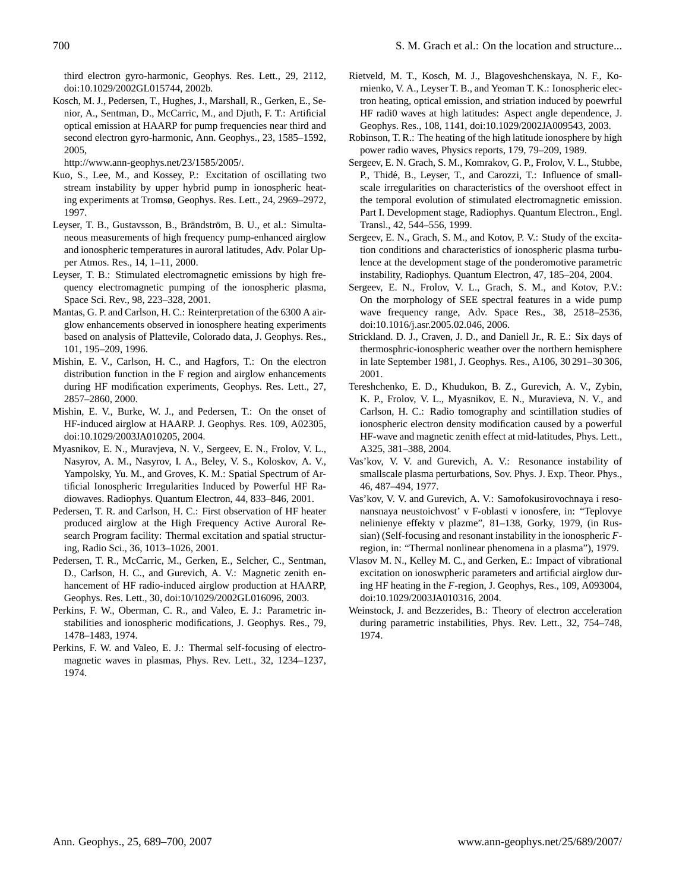third electron gyro-harmonic, Geophys. Res. Lett., 29, 2112, doi:10.1029/2002GL015744, 2002b.

Kosch, M. J., Pedersen, T., Hughes, J., Marshall, R., Gerken, E., Senior, A., Sentman, D., McCarric, M., and Djuth, F. T.: Artificial optical emission at HAARP for pump frequencies near third and second electron gyro-harmonic, Ann. Geophys., 23, 1585–1592, 2005, http://www.ann-geophys.net/23/1585/2005/.

Kuo, S., Lee, M., and Kossey, P.: Excitation of oscillating two stream instability by upper hybrid pump in ionospheric heating experiments at Tromsø, Geophys. Res. Lett., 24, 2969–2972, 1997.

Leyser, T. B., Gustavsson, B., Brändström, B. U., et al.: Simultaneous measurements of high frequency pump-enhanced airglow and ionospheric temperatures in auroral latitudes, Adv. Polar Upper Atmos. Res., 14, 1–11, 2000.

Leyser, T. B.: Stimulated electromagnetic emissions by high frequency electromagnetic pumping of the ionospheric plasma, Space Sci. Rev., 98, 223–328, 2001.

Mantas, G. P. and Carlson, H. C.: Reinterpretation of the 6300 A airglow enhancements observed in ionosphere heating experiments based on analysis of Plattevile, Colorado data, J. Geophys. Res., 101, 195–209, 1996.

Mishin, E. V., Carlson, H. C., and Hagfors, T.: On the electron distribution function in the F region and airglow enhancements during HF modification experiments, Geophys. Res. Lett., 27, 2857–2860, 2000.

Mishin, E. V., Burke, W. J., and Pedersen, T.: On the onset of HF-induced airglow at HAARP. J. Geophys. Res. 109, A02305, doi:10.1029/2003JA010205, 2004.

Myasnikov, E. N., Muravjeva, N. V., Sergeev, E. N., Frolov, V. L., Nasyrov, A. M., Nasyrov, I. A., Beley, V. S., Koloskov, A. V., Yampolsky, Yu. M., and Groves, K. M.: Spatial Spectrum of Artificial Ionospheric Irregularities Induced by Powerful HF Radiowaves. Radiophys. Quantum Electron, 44, 833–846, 2001.

Pedersen, T. R. and Carlson, H. C.: First observation of HF heater produced airglow at the High Frequency Active Auroral Research Program facility: Thermal excitation and spatial structuring, Radio Sci., 36, 1013–1026, 2001.

Pedersen, T. R., McCarric, M., Gerken, E., Selcher, C., Sentman, D., Carlson, H. C., and Gurevich, A. V.: Magnetic zenith enhancement of HF radio-induced airglow production at HAARP, Geophys. Res. Lett., 30, doi:10/1029/2002GL016096, 2003.

Perkins, F. W., Oberman, C. R., and Valeo, E. J.: Parametric instabilities and ionospheric modifications, J. Geophys. Res., 79, 1478–1483, 1974.

Perkins, F. W. and Valeo, E. J.: Thermal self-focusing of electromagnetic waves in plasmas, Phys. Rev. Lett., 32, 1234–1237, 1974.

Rietveld, M. T., Kosch, M. J., Blagoveshchenskaya, N. F., Kornienko, V. A., Leyser T. B., and Yeoman T. K.: Ionospheric electron heating, optical emission, and striation induced by poewrful HF radi0 waves at high latitudes: Aspect angle dependence, J. Geophys. Res., 108, 1141, doi:10.1029/2002JA009543, 2003.

Robinson, T. R.: The heating of the high latitude ionosphere by high power radio waves, Physics reports, 179, 79–209, 1989.

Sergeev, E. N. Grach, S. M., Komrakov, G. P., Frolov, V. L., Stubbe, P., Thidé, B., Leyser, T., and Carozzi, T.: Influence of small-scale irregularities on characteristics of the overshoot effect in the temporal evolution of stimulated electromagnetic emission. Part I. Development stage, Radiophys. Quantum Electron., Engl. Transl., 42, 544–556, 1999.

Sergeev, E. N., Grach, S. M., and Kotov, P. V.: Study of the excitation conditions and characteristics of ionospheric plasma turbulence at the development stage of the ponderomotive parametric instability, Radiophys. Quantum Electron, 47, 185–204, 2004.

Sergeev, E. N., Frolov, V. L., Grach, S. M., and Kotov, P.V.: On the morphology of SEE spectral features in a wide pump wave frequency range, Adv. Space Res., 38, 2518–2536, doi:10.1016/j.asr.2005.02.046, 2006.

Strickland. D. J., Craven, J. D., and Daniell Jr., R. E.: Six days of thermosphric-ionospheric weather over the northern hemisphere in late September 1981, J. Geophys. Res., A106, 30 291–30 306, 2001.

Tereshchenko, E. D., Khudukon, B. Z., Gurevich, A. V., Zybin, K. P., Frolov, V. L., Myasnikov, E. N., Muravieva, N. V., and Carlson, H. C.: Radio tomography and scintillation studies of ionospheric electron density modification caused by a powerful HF-wave and magnetic zenith effect at mid-latitudes, Phys. Lett., A325, 381–388, 2004.

Vas'kov, V. V. and Gurevich, A. V.: Resonance instability of smallscale plasma perturbations, Sov. Phys. J. Exp. Theor. Phys., 46, 487–494, 1977.

Vas'kov, V. V. and Gurevich, A. V.: Samofokusirovochnaya i resonansnaya neustoichvost' v F-oblasti v ionosfere, in: "Teplovye nelinienye effekty v plazme", 81–138, Gorky, 1979, (in Russian) (Self-focusing and resonant instability in the ionospheric *F*-region, in: "Thermal nonlinear phenomena in a plasma"), 1979.

Vlasov M. N., Kelley M. C., and Gerken, E.: Impact of vibrational excitation on ionoswpheric parameters and artificial airglow during HF heating in the *F*-region, J. Geophys, Res., 109, A093004, doi:10.1029/2003JA010316, 2004.

Weinstock, J. and Bezzerides, B.: Theory of electron acceleration during parametric instabilities, Phys. Rev. Lett., 32, 754–748, 1974.